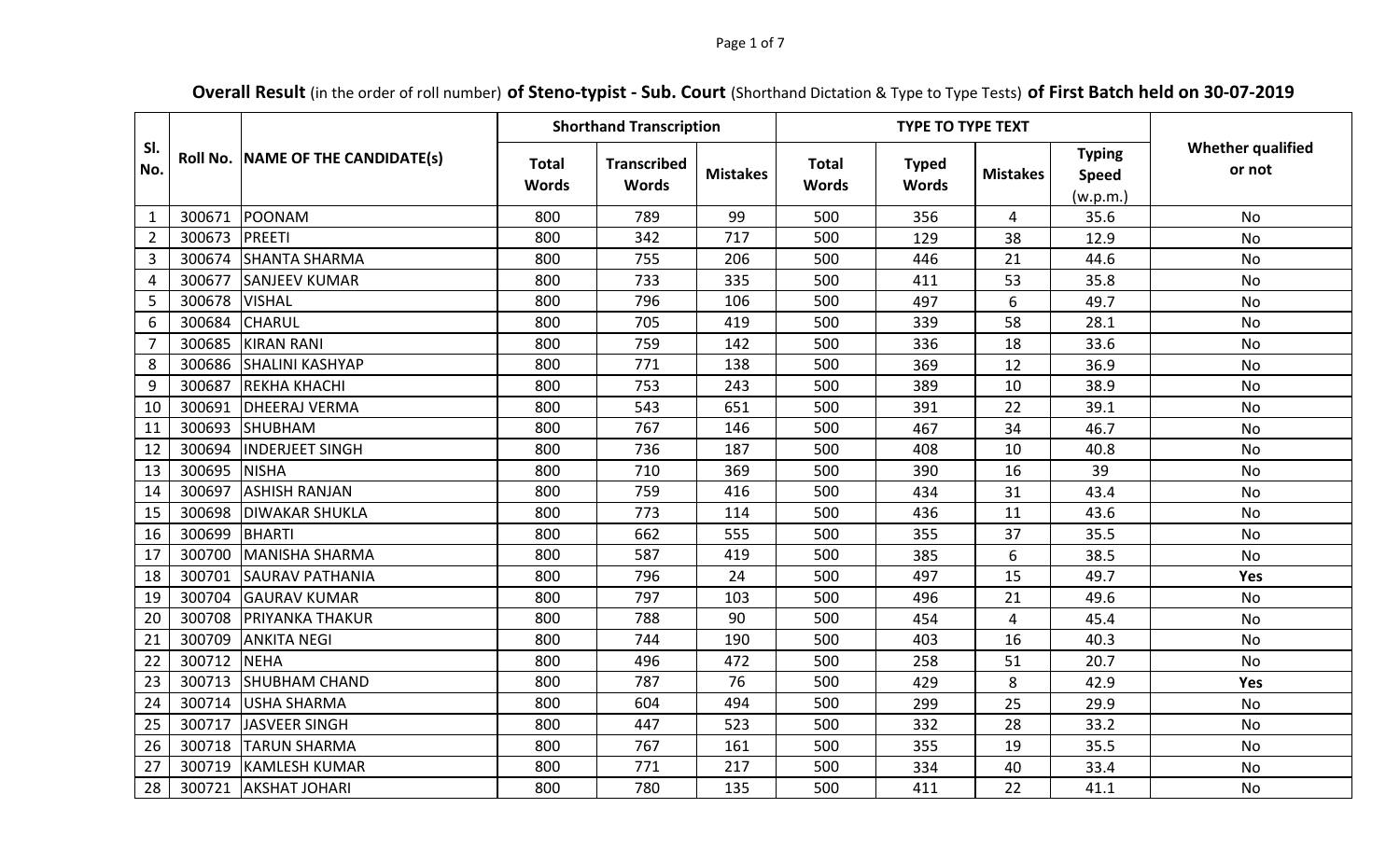**Overall Result** (in the order of roll number) **of Steno-typist - Sub. Court** (Shorthand Dictation & Type to Type Tests) **of First Batch held on 30-07-2019**

| Sl. No. | Roll No. | NAME OF THE CANDIDATE(s) | Shorthand Transcription | | | TYPE TO TYPE TEXT | | | | Whether qualified or not |
|---|---|---|---|---|---|---|---|---|---|---|
| | | | Total Words | Transcribed Words | Mistakes | Total Words | Typed Words | Mistakes | Typing Speed (w.p.m.) | |
| 1 | 300671 | POONAM | 800 | 789 | 99 | 500 | 356 | 4 | 35.6 | No |
| 2 | 300673 | PREETI | 800 | 342 | 717 | 500 | 129 | 38 | 12.9 | No |
| 3 | 300674 | SHANTA SHARMA | 800 | 755 | 206 | 500 | 446 | 21 | 44.6 | No |
| 4 | 300677 | SANJEEV KUMAR | 800 | 733 | 335 | 500 | 411 | 53 | 35.8 | No |
| 5 | 300678 | VISHAL | 800 | 796 | 106 | 500 | 497 | 6 | 49.7 | No |
| 6 | 300684 | CHARUL | 800 | 705 | 419 | 500 | 339 | 58 | 28.1 | No |
| 7 | 300685 | KIRAN RANI | 800 | 759 | 142 | 500 | 336 | 18 | 33.6 | No |
| 8 | 300686 | SHALINI KASHYAP | 800 | 771 | 138 | 500 | 369 | 12 | 36.9 | No |
| 9 | 300687 | REKHA KHACHI | 800 | 753 | 243 | 500 | 389 | 10 | 38.9 | No |
| 10 | 300691 | DHEERAJ VERMA | 800 | 543 | 651 | 500 | 391 | 22 | 39.1 | No |
| 11 | 300693 | SHUBHAM | 800 | 767 | 146 | 500 | 467 | 34 | 46.7 | No |
| 12 | 300694 | INDERJEET SINGH | 800 | 736 | 187 | 500 | 408 | 10 | 40.8 | No |
| 13 | 300695 | NISHA | 800 | 710 | 369 | 500 | 390 | 16 | 39 | No |
| 14 | 300697 | ASHISH RANJAN | 800 | 759 | 416 | 500 | 434 | 31 | 43.4 | No |
| 15 | 300698 | DIWAKAR SHUKLA | 800 | 773 | 114 | 500 | 436 | 11 | 43.6 | No |
| 16 | 300699 | BHARTI | 800 | 662 | 555 | 500 | 355 | 37 | 35.5 | No |
| 17 | 300700 | MANISHA SHARMA | 800 | 587 | 419 | 500 | 385 | 6 | 38.5 | No |
| 18 | 300701 | SAURAV PATHANIA | 800 | 796 | 24 | 500 | 497 | 15 | 49.7 | **Yes** |
| 19 | 300704 | GAURAV KUMAR | 800 | 797 | 103 | 500 | 496 | 21 | 49.6 | No |
| 20 | 300708 | PRIYANKA THAKUR | 800 | 788 | 90 | 500 | 454 | 4 | 45.4 | No |
| 21 | 300709 | ANKITA NEGI | 800 | 744 | 190 | 500 | 403 | 16 | 40.3 | No |
| 22 | 300712 | NEHA | 800 | 496 | 472 | 500 | 258 | 51 | 20.7 | No |
| 23 | 300713 | SHUBHAM CHAND | 800 | 787 | 76 | 500 | 429 | 8 | 42.9 | **Yes** |
| 24 | 300714 | USHA SHARMA | 800 | 604 | 494 | 500 | 299 | 25 | 29.9 | No |
| 25 | 300717 | JASVEER SINGH | 800 | 447 | 523 | 500 | 332 | 28 | 33.2 | No |
| 26 | 300718 | TARUN SHARMA | 800 | 767 | 161 | 500 | 355 | 19 | 35.5 | No |
| 27 | 300719 | KAMLESH KUMAR | 800 | 771 | 217 | 500 | 334 | 40 | 33.4 | No |
| 28 | 300721 | AKSHAT JOHARI | 800 | 780 | 135 | 500 | 411 | 22 | 41.1 | No |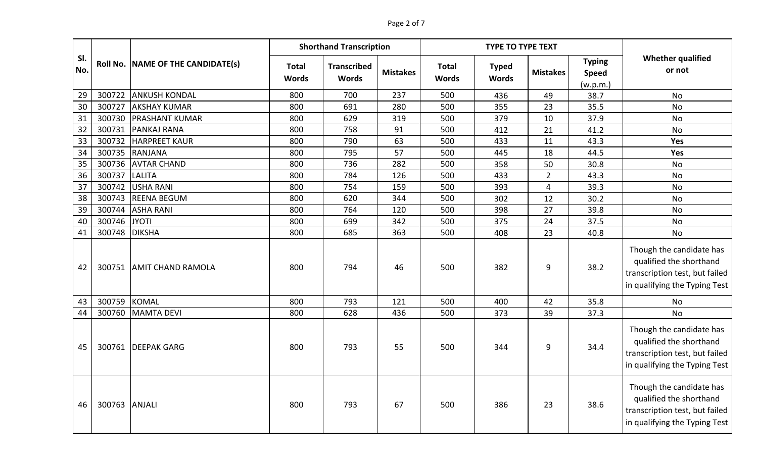| Sl. No. | Roll No. | NAME OF THE CANDIDATE(s) | Shorthand Transcription | | | TYPE TO TYPE TEXT | | | | Whether qualified or not |
|---|---|---|---|---|---|---|---|---|---|---|
| | | | Total Words | Transcribed Words | Mistakes | Total Words | Typed Words | Mistakes | Typing Speed (w.p.m.) | |
| 29 | 300722 | ANKUSH KONDAL | 800 | 700 | 237 | 500 | 436 | 49 | 38.7 | No |
| 30 | 300727 | AKSHAY KUMAR | 800 | 691 | 280 | 500 | 355 | 23 | 35.5 | No |
| 31 | 300730 | PRASHANT KUMAR | 800 | 629 | 319 | 500 | 379 | 10 | 37.9 | No |
| 32 | 300731 | PANKAJ RANA | 800 | 758 | 91 | 500 | 412 | 21 | 41.2 | No |
| 33 | 300732 | HARPREET KAUR | 800 | 790 | 63 | 500 | 433 | 11 | 43.3 | **Yes** |
| 34 | 300735 | RANJANA | 800 | 795 | 57 | 500 | 445 | 18 | 44.5 | **Yes** |
| 35 | 300736 | AVTAR CHAND | 800 | 736 | 282 | 500 | 358 | 50 | 30.8 | No |
| 36 | 300737 | LALITA | 800 | 784 | 126 | 500 | 433 | 2 | 43.3 | No |
| 37 | 300742 | USHA RANI | 800 | 754 | 159 | 500 | 393 | 4 | 39.3 | No |
| 38 | 300743 | REENA BEGUM | 800 | 620 | 344 | 500 | 302 | 12 | 30.2 | No |
| 39 | 300744 | ASHA RANI | 800 | 764 | 120 | 500 | 398 | 27 | 39.8 | No |
| 40 | 300746 | JYOTI | 800 | 699 | 342 | 500 | 375 | 24 | 37.5 | No |
| 41 | 300748 | DIKSHA | 800 | 685 | 363 | 500 | 408 | 23 | 40.8 | No |
| 42 | 300751 | AMIT CHAND RAMOLA | 800 | 794 | 46 | 500 | 382 | 9 | 38.2 | Though the candidate has qualified the shorthand transcription test, but failed in qualifying the Typing Test |
| 43 | 300759 | KOMAL | 800 | 793 | 121 | 500 | 400 | 42 | 35.8 | No |
| 44 | 300760 | MAMTA DEVI | 800 | 628 | 436 | 500 | 373 | 39 | 37.3 | No |
| 45 | 300761 | DEEPAK GARG | 800 | 793 | 55 | 500 | 344 | 9 | 34.4 | Though the candidate has qualified the shorthand transcription test, but failed in qualifying the Typing Test |
| 46 | 300763 | ANJALI | 800 | 793 | 67 | 500 | 386 | 23 | 38.6 | Though the candidate has qualified the shorthand transcription test, but failed in qualifying the Typing Test |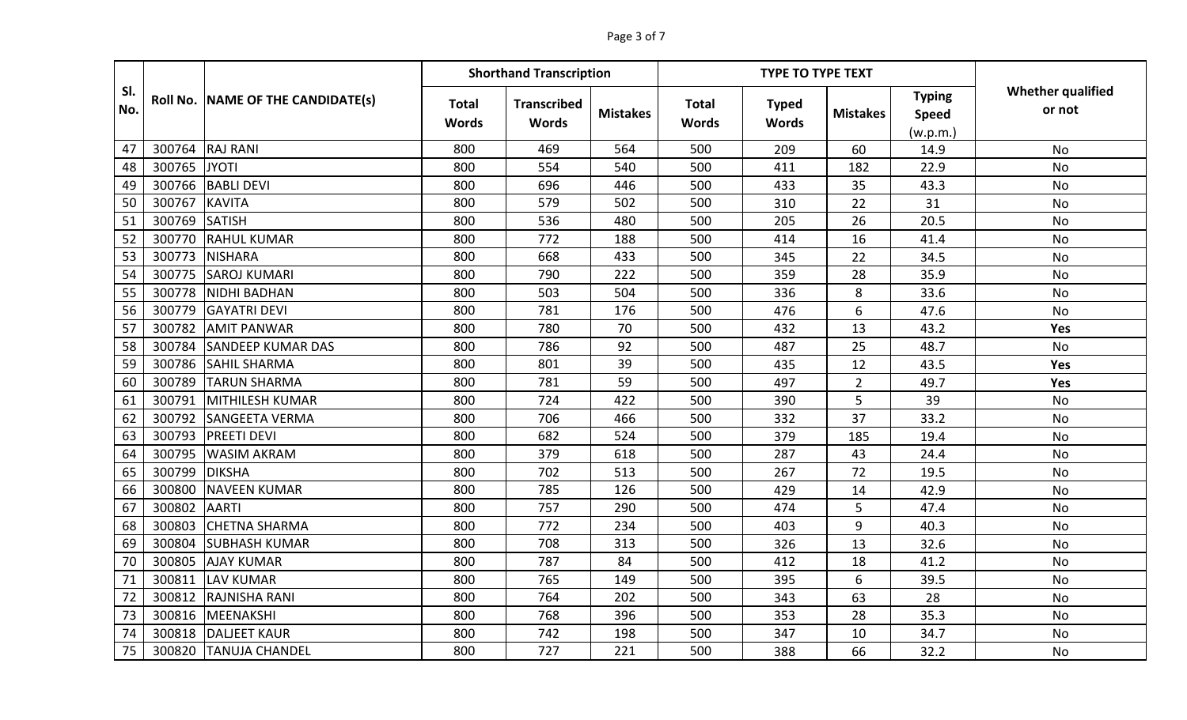| Sl. No. | Roll No. | NAME OF THE CANDIDATE(s) | Shorthand Transcription | | | TYPE TO TYPE TEXT | | | | Whether qualified or not |
|---|---|---|---|---|---|---|---|---|---|---|
| | | | Total Words | Transcribed Words | Mistakes | Total Words | Typed Words | Mistakes | Typing Speed (w.p.m.) | |
| 47 | 300764 | RAJ RANI | 800 | 469 | 564 | 500 | 209 | 60 | 14.9 | No |
| 48 | 300765 | JYOTI | 800 | 554 | 540 | 500 | 411 | 182 | 22.9 | No |
| 49 | 300766 | BABLI DEVI | 800 | 696 | 446 | 500 | 433 | 35 | 43.3 | No |
| 50 | 300767 | KAVITA | 800 | 579 | 502 | 500 | 310 | 22 | 31 | No |
| 51 | 300769 | SATISH | 800 | 536 | 480 | 500 | 205 | 26 | 20.5 | No |
| 52 | 300770 | RAHUL KUMAR | 800 | 772 | 188 | 500 | 414 | 16 | 41.4 | No |
| 53 | 300773 | NISHARA | 800 | 668 | 433 | 500 | 345 | 22 | 34.5 | No |
| 54 | 300775 | SAROJ KUMARI | 800 | 790 | 222 | 500 | 359 | 28 | 35.9 | No |
| 55 | 300778 | NIDHI BADHAN | 800 | 503 | 504 | 500 | 336 | 8 | 33.6 | No |
| 56 | 300779 | GAYATRI DEVI | 800 | 781 | 176 | 500 | 476 | 6 | 47.6 | No |
| 57 | 300782 | AMIT PANWAR | 800 | 780 | 70 | 500 | 432 | 13 | 43.2 | **Yes** |
| 58 | 300784 | SANDEEP KUMAR DAS | 800 | 786 | 92 | 500 | 487 | 25 | 48.7 | No |
| 59 | 300786 | SAHIL SHARMA | 800 | 801 | 39 | 500 | 435 | 12 | 43.5 | **Yes** |
| 60 | 300789 | TARUN SHARMA | 800 | 781 | 59 | 500 | 497 | 2 | 49.7 | **Yes** |
| 61 | 300791 | MITHILESH KUMAR | 800 | 724 | 422 | 500 | 390 | 5 | 39 | No |
| 62 | 300792 | SANGEETA VERMA | 800 | 706 | 466 | 500 | 332 | 37 | 33.2 | No |
| 63 | 300793 | PREETI DEVI | 800 | 682 | 524 | 500 | 379 | 185 | 19.4 | No |
| 64 | 300795 | WASIM AKRAM | 800 | 379 | 618 | 500 | 287 | 43 | 24.4 | No |
| 65 | 300799 | DIKSHA | 800 | 702 | 513 | 500 | 267 | 72 | 19.5 | No |
| 66 | 300800 | NAVEEN KUMAR | 800 | 785 | 126 | 500 | 429 | 14 | 42.9 | No |
| 67 | 300802 | AARTI | 800 | 757 | 290 | 500 | 474 | 5 | 47.4 | No |
| 68 | 300803 | CHETNA SHARMA | 800 | 772 | 234 | 500 | 403 | 9 | 40.3 | No |
| 69 | 300804 | SUBHASH KUMAR | 800 | 708 | 313 | 500 | 326 | 13 | 32.6 | No |
| 70 | 300805 | AJAY KUMAR | 800 | 787 | 84 | 500 | 412 | 18 | 41.2 | No |
| 71 | 300811 | LAV KUMAR | 800 | 765 | 149 | 500 | 395 | 6 | 39.5 | No |
| 72 | 300812 | RAJNISHA RANI | 800 | 764 | 202 | 500 | 343 | 63 | 28 | No |
| 73 | 300816 | MEENAKSHI | 800 | 768 | 396 | 500 | 353 | 28 | 35.3 | No |
| 74 | 300818 | DALJEET KAUR | 800 | 742 | 198 | 500 | 347 | 10 | 34.7 | No |
| 75 | 300820 | TANUJA CHANDEL | 800 | 727 | 221 | 500 | 388 | 66 | 32.2 | No |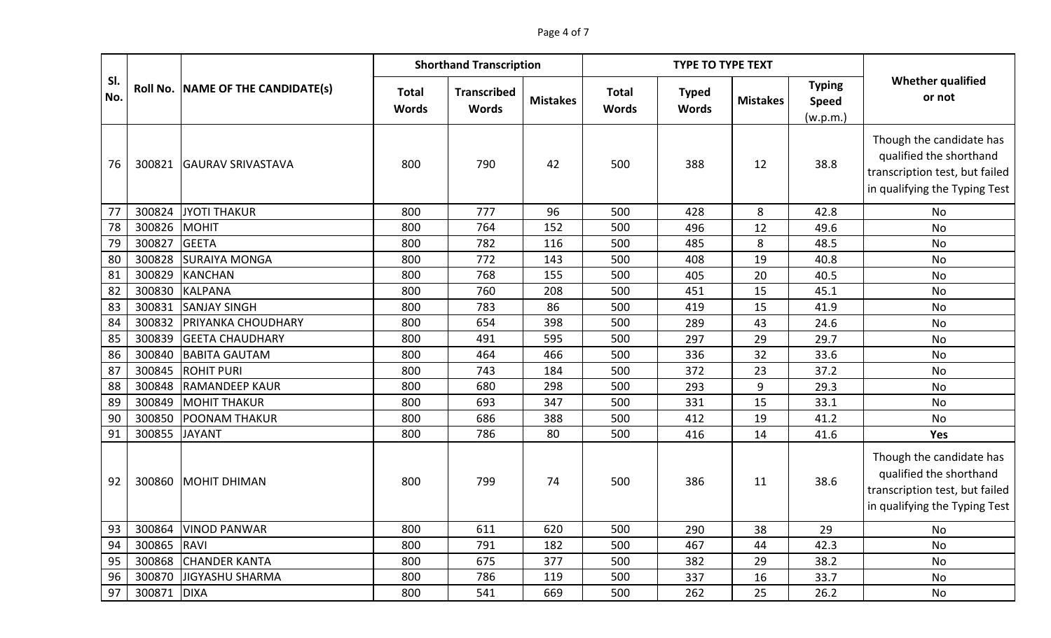| Sl. No. | Roll No. | NAME OF THE CANDIDATE(s) | Shorthand Transcription | | | TYPE TO TYPE TEXT | | | | Whether qualified or not |
|---|---|---|---|---|---|---|---|---|---|---|
| | | | Total Words | Transcribed Words | Mistakes | Total Words | Typed Words | Mistakes | Typing Speed (w.p.m.) | |
| 76 | 300821 | GAURAV SRIVASTAVA | 800 | 790 | 42 | 500 | 388 | 12 | 38.8 | Though the candidate has qualified the shorthand transcription test, but failed in qualifying the Typing Test |
| 77 | 300824 | JYOTI THAKUR | 800 | 777 | 96 | 500 | 428 | 8 | 42.8 | No |
| 78 | 300826 | MOHIT | 800 | 764 | 152 | 500 | 496 | 12 | 49.6 | No |
| 79 | 300827 | GEETA | 800 | 782 | 116 | 500 | 485 | 8 | 48.5 | No |
| 80 | 300828 | SURAIYA MONGA | 800 | 772 | 143 | 500 | 408 | 19 | 40.8 | No |
| 81 | 300829 | KANCHAN | 800 | 768 | 155 | 500 | 405 | 20 | 40.5 | No |
| 82 | 300830 | KALPANA | 800 | 760 | 208 | 500 | 451 | 15 | 45.1 | No |
| 83 | 300831 | SANJAY SINGH | 800 | 783 | 86 | 500 | 419 | 15 | 41.9 | No |
| 84 | 300832 | PRIYANKA CHOUDHARY | 800 | 654 | 398 | 500 | 289 | 43 | 24.6 | No |
| 85 | 300839 | GEETA CHAUDHARY | 800 | 491 | 595 | 500 | 297 | 29 | 29.7 | No |
| 86 | 300840 | BABITA GAUTAM | 800 | 464 | 466 | 500 | 336 | 32 | 33.6 | No |
| 87 | 300845 | ROHIT PURI | 800 | 743 | 184 | 500 | 372 | 23 | 37.2 | No |
| 88 | 300848 | RAMANDEEP KAUR | 800 | 680 | 298 | 500 | 293 | 9 | 29.3 | No |
| 89 | 300849 | MOHIT THAKUR | 800 | 693 | 347 | 500 | 331 | 15 | 33.1 | No |
| 90 | 300850 | POONAM THAKUR | 800 | 686 | 388 | 500 | 412 | 19 | 41.2 | No |
| 91 | 300855 | JAYANT | 800 | 786 | 80 | 500 | 416 | 14 | 41.6 | **Yes** |
| 92 | 300860 | MOHIT DHIMAN | 800 | 799 | 74 | 500 | 386 | 11 | 38.6 | Though the candidate has qualified the shorthand transcription test, but failed in qualifying the Typing Test |
| 93 | 300864 | VINOD PANWAR | 800 | 611 | 620 | 500 | 290 | 38 | 29 | No |
| 94 | 300865 | RAVI | 800 | 791 | 182 | 500 | 467 | 44 | 42.3 | No |
| 95 | 300868 | CHANDER KANTA | 800 | 675 | 377 | 500 | 382 | 29 | 38.2 | No |
| 96 | 300870 | JIGYASHU SHARMA | 800 | 786 | 119 | 500 | 337 | 16 | 33.7 | No |
| 97 | 300871 | DIXA | 800 | 541 | 669 | 500 | 262 | 25 | 26.2 | No |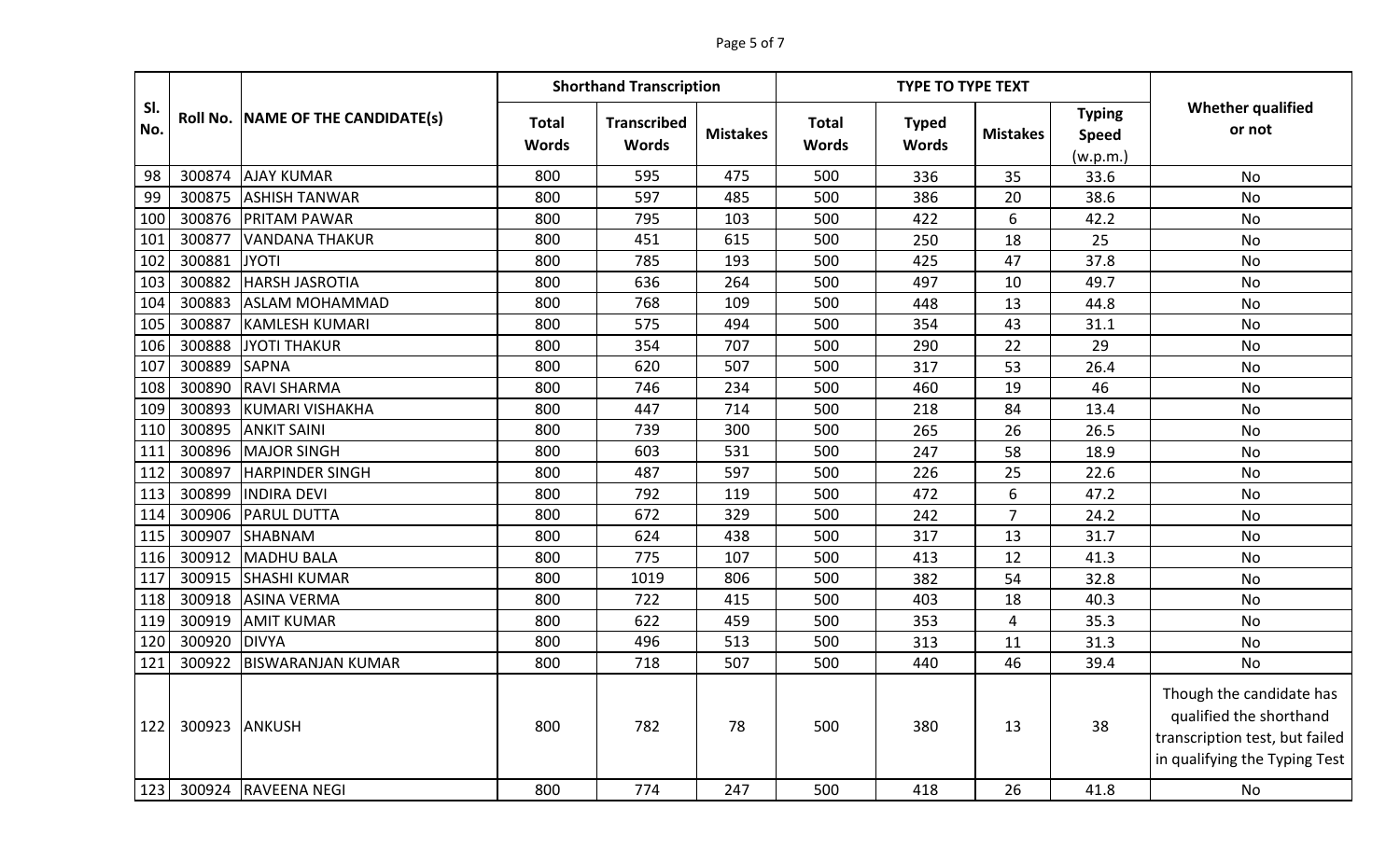| Sl. No. | Roll No. | NAME OF THE CANDIDATE(s) | Shorthand Transcription | | | TYPE TO TYPE TEXT | | | | Whether qualified or not |
|---|---|---|---|---|---|---|---|---|---|---|
| | | | Total Words | Transcribed Words | Mistakes | Total Words | Typed Words | Mistakes | Typing Speed (w.p.m.) | |
| 98 | 300874 | AJAY KUMAR | 800 | 595 | 475 | 500 | 336 | 35 | 33.6 | No |
| 99 | 300875 | ASHISH TANWAR | 800 | 597 | 485 | 500 | 386 | 20 | 38.6 | No |
| 100 | 300876 | PRITAM PAWAR | 800 | 795 | 103 | 500 | 422 | 6 | 42.2 | No |
| 101 | 300877 | VANDANA THAKUR | 800 | 451 | 615 | 500 | 250 | 18 | 25 | No |
| 102 | 300881 | JYOTI | 800 | 785 | 193 | 500 | 425 | 47 | 37.8 | No |
| 103 | 300882 | HARSH JASROTIA | 800 | 636 | 264 | 500 | 497 | 10 | 49.7 | No |
| 104 | 300883 | ASLAM MOHAMMAD | 800 | 768 | 109 | 500 | 448 | 13 | 44.8 | No |
| 105 | 300887 | KAMLESH KUMARI | 800 | 575 | 494 | 500 | 354 | 43 | 31.1 | No |
| 106 | 300888 | JYOTI THAKUR | 800 | 354 | 707 | 500 | 290 | 22 | 29 | No |
| 107 | 300889 | SAPNA | 800 | 620 | 507 | 500 | 317 | 53 | 26.4 | No |
| 108 | 300890 | RAVI SHARMA | 800 | 746 | 234 | 500 | 460 | 19 | 46 | No |
| 109 | 300893 | KUMARI VISHAKHA | 800 | 447 | 714 | 500 | 218 | 84 | 13.4 | No |
| 110 | 300895 | ANKIT SAINI | 800 | 739 | 300 | 500 | 265 | 26 | 26.5 | No |
| 111 | 300896 | MAJOR SINGH | 800 | 603 | 531 | 500 | 247 | 58 | 18.9 | No |
| 112 | 300897 | HARPINDER SINGH | 800 | 487 | 597 | 500 | 226 | 25 | 22.6 | No |
| 113 | 300899 | INDIRA DEVI | 800 | 792 | 119 | 500 | 472 | 6 | 47.2 | No |
| 114 | 300906 | PARUL DUTTA | 800 | 672 | 329 | 500 | 242 | 7 | 24.2 | No |
| 115 | 300907 | SHABNAM | 800 | 624 | 438 | 500 | 317 | 13 | 31.7 | No |
| 116 | 300912 | MADHU BALA | 800 | 775 | 107 | 500 | 413 | 12 | 41.3 | No |
| 117 | 300915 | SHASHI KUMAR | 800 | 1019 | 806 | 500 | 382 | 54 | 32.8 | No |
| 118 | 300918 | ASINA VERMA | 800 | 722 | 415 | 500 | 403 | 18 | 40.3 | No |
| 119 | 300919 | AMIT KUMAR | 800 | 622 | 459 | 500 | 353 | 4 | 35.3 | No |
| 120 | 300920 | DIVYA | 800 | 496 | 513 | 500 | 313 | 11 | 31.3 | No |
| 121 | 300922 | BISWARANJAN KUMAR | 800 | 718 | 507 | 500 | 440 | 46 | 39.4 | No |
| 122 | 300923 | ANKUSH | 800 | 782 | 78 | 500 | 380 | 13 | 38 | Though the candidate has qualified the shorthand transcription test, but failed in qualifying the Typing Test |
| 123 | 300924 | RAVEENA NEGI | 800 | 774 | 247 | 500 | 418 | 26 | 41.8 | No |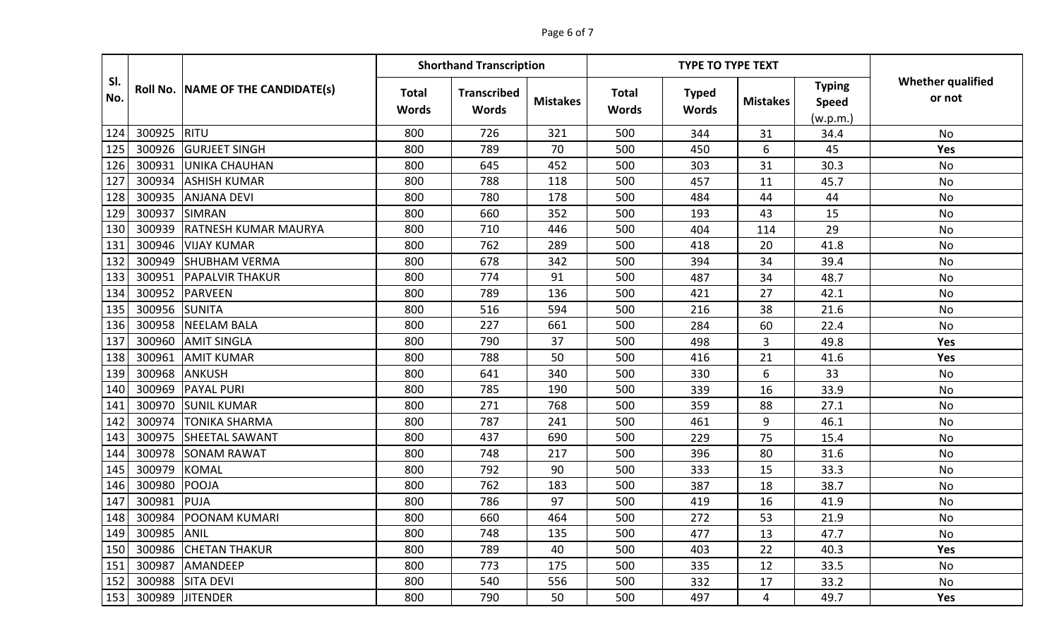| Sl. No. | Roll No. | NAME OF THE CANDIDATE(s) | Shorthand Transcription | | | TYPE TO TYPE TEXT | | | | Whether qualified or not |
|---|---|---|---|---|---|---|---|---|---|---|
| | | | Total Words | Transcribed Words | Mistakes | Total Words | Typed Words | Mistakes | Typing Speed (w.p.m.) | |
| 124 | 300925 | RITU | 800 | 726 | 321 | 500 | 344 | 31 | 34.4 | No |
| 125 | 300926 | GURJEET SINGH | 800 | 789 | 70 | 500 | 450 | 6 | 45 | **Yes** |
| 126 | 300931 | UNIKA CHAUHAN | 800 | 645 | 452 | 500 | 303 | 31 | 30.3 | No |
| 127 | 300934 | ASHISH KUMAR | 800 | 788 | 118 | 500 | 457 | 11 | 45.7 | No |
| 128 | 300935 | ANJANA DEVI | 800 | 780 | 178 | 500 | 484 | 44 | 44 | No |
| 129 | 300937 | SIMRAN | 800 | 660 | 352 | 500 | 193 | 43 | 15 | No |
| 130 | 300939 | RATNESH KUMAR MAURYA | 800 | 710 | 446 | 500 | 404 | 114 | 29 | No |
| 131 | 300946 | VIJAY KUMAR | 800 | 762 | 289 | 500 | 418 | 20 | 41.8 | No |
| 132 | 300949 | SHUBHAM VERMA | 800 | 678 | 342 | 500 | 394 | 34 | 39.4 | No |
| 133 | 300951 | PAPALVIR THAKUR | 800 | 774 | 91 | 500 | 487 | 34 | 48.7 | No |
| 134 | 300952 | PARVEEN | 800 | 789 | 136 | 500 | 421 | 27 | 42.1 | No |
| 135 | 300956 | SUNITA | 800 | 516 | 594 | 500 | 216 | 38 | 21.6 | No |
| 136 | 300958 | NEELAM BALA | 800 | 227 | 661 | 500 | 284 | 60 | 22.4 | No |
| 137 | 300960 | AMIT SINGLA | 800 | 790 | 37 | 500 | 498 | 3 | 49.8 | **Yes** |
| 138 | 300961 | AMIT KUMAR | 800 | 788 | 50 | 500 | 416 | 21 | 41.6 | **Yes** |
| 139 | 300968 | ANKUSH | 800 | 641 | 340 | 500 | 330 | 6 | 33 | No |
| 140 | 300969 | PAYAL PURI | 800 | 785 | 190 | 500 | 339 | 16 | 33.9 | No |
| 141 | 300970 | SUNIL KUMAR | 800 | 271 | 768 | 500 | 359 | 88 | 27.1 | No |
| 142 | 300974 | TONIKA SHARMA | 800 | 787 | 241 | 500 | 461 | 9 | 46.1 | No |
| 143 | 300975 | SHEETAL SAWANT | 800 | 437 | 690 | 500 | 229 | 75 | 15.4 | No |
| 144 | 300978 | SONAM RAWAT | 800 | 748 | 217 | 500 | 396 | 80 | 31.6 | No |
| 145 | 300979 | KOMAL | 800 | 792 | 90 | 500 | 333 | 15 | 33.3 | No |
| 146 | 300980 | POOJA | 800 | 762 | 183 | 500 | 387 | 18 | 38.7 | No |
| 147 | 300981 | PUJA | 800 | 786 | 97 | 500 | 419 | 16 | 41.9 | No |
| 148 | 300984 | POONAM KUMARI | 800 | 660 | 464 | 500 | 272 | 53 | 21.9 | No |
| 149 | 300985 | ANIL | 800 | 748 | 135 | 500 | 477 | 13 | 47.7 | No |
| 150 | 300986 | CHETAN THAKUR | 800 | 789 | 40 | 500 | 403 | 22 | 40.3 | **Yes** |
| 151 | 300987 | AMANDEEP | 800 | 773 | 175 | 500 | 335 | 12 | 33.5 | No |
| 152 | 300988 | SITA DEVI | 800 | 540 | 556 | 500 | 332 | 17 | 33.2 | No |
| 153 | 300989 | JITENDER | 800 | 790 | 50 | 500 | 497 | 4 | 49.7 | **Yes** |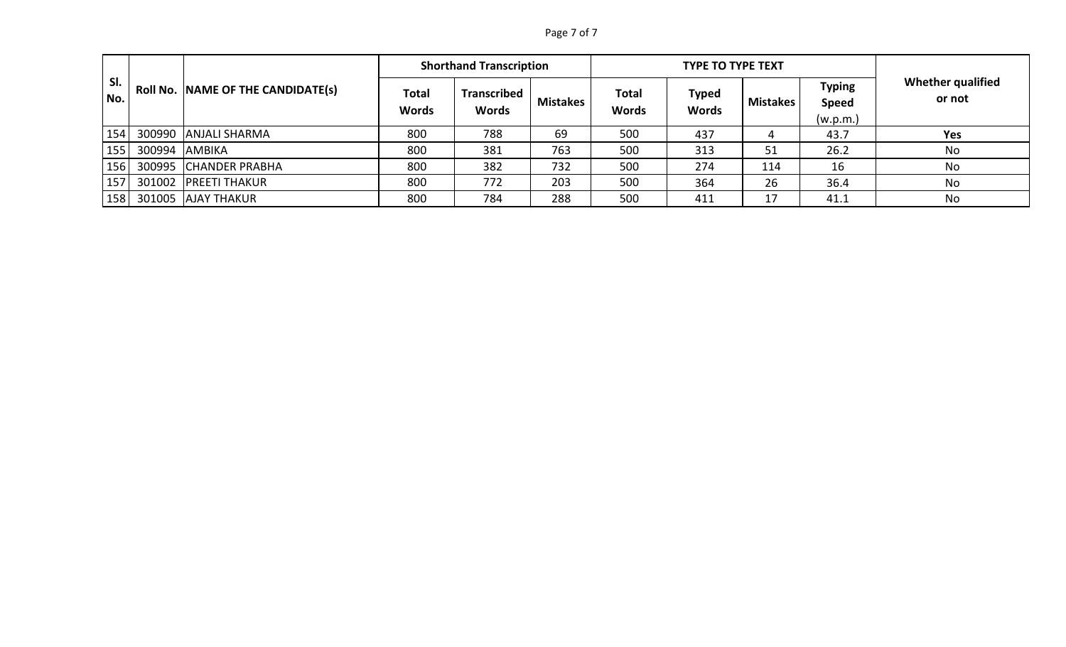| Sl. No. | Roll No. | NAME OF THE CANDIDATE(s) | Shorthand Transcription | | | TYPE TO TYPE TEXT | | | | Whether qualified or not |
|---|---|---|---|---|---|---|---|---|---|---|
| | | | Total Words | Transcribed Words | Mistakes | Total Words | Typed Words | Mistakes | Typing Speed (w.p.m.) | |
| 154 | 300990 | ANJALI SHARMA | 800 | 788 | 69 | 500 | 437 | 4 | 43.7 | **Yes** |
| 155 | 300994 | AMBIKA | 800 | 381 | 763 | 500 | 313 | 51 | 26.2 | No |
| 156 | 300995 | CHANDER PRABHA | 800 | 382 | 732 | 500 | 274 | 114 | 16 | No |
| 157 | 301002 | PREETI THAKUR | 800 | 772 | 203 | 500 | 364 | 26 | 36.4 | No |
| 158 | 301005 | AJAY THAKUR | 800 | 784 | 288 | 500 | 411 | 17 | 41.1 | No |